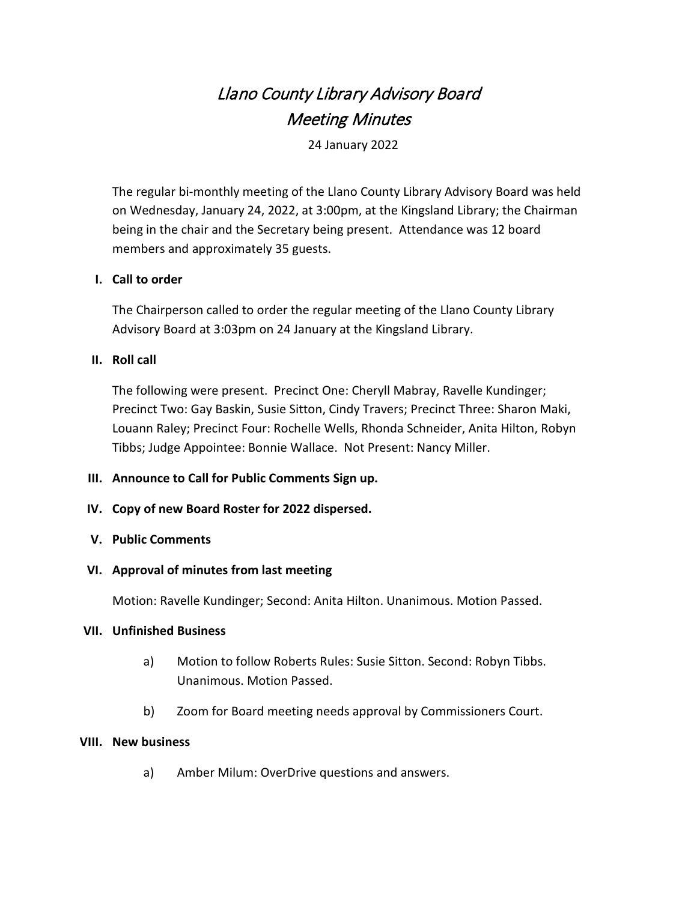# *Llano County Library Advisory Board*
# *Meeting Minutes*

24 January 2022

The regular bi-monthly meeting of the Llano County Library Advisory Board was held on Wednesday, January 24, 2022, at 3:00pm, at the Kingsland Library; the Chairman being in the chair and the Secretary being present. Attendance was 12 board members and approximately 35 guests.

## I. Call to order

The Chairperson called to order the regular meeting of the Llano County Library Advisory Board at 3:03pm on 24 January at the Kingsland Library.

## II. Roll call

The following were present. Precinct One: Cheryll Mabray, Ravelle Kundinger; Precinct Two: Gay Baskin, Susie Sitton, Cindy Travers; Precinct Three: Sharon Maki, Louann Raley; Precinct Four: Rochelle Wells, Rhonda Schneider, Anita Hilton, Robyn Tibbs; Judge Appointee: Bonnie Wallace. Not Present: Nancy Miller.

## III. Announce to Call for Public Comments Sign up.

## IV. Copy of new Board Roster for 2022 dispersed.

## V. Public Comments

## VI. Approval of minutes from last meeting

Motion: Ravelle Kundinger; Second: Anita Hilton. Unanimous. Motion Passed.

## VII. Unfinished Business

a) Motion to follow Roberts Rules: Susie Sitton. Second: Robyn Tibbs. Unanimous. Motion Passed.

b) Zoom for Board meeting needs approval by Commissioners Court.

## VIII. New business

a) Amber Milum: OverDrive questions and answers.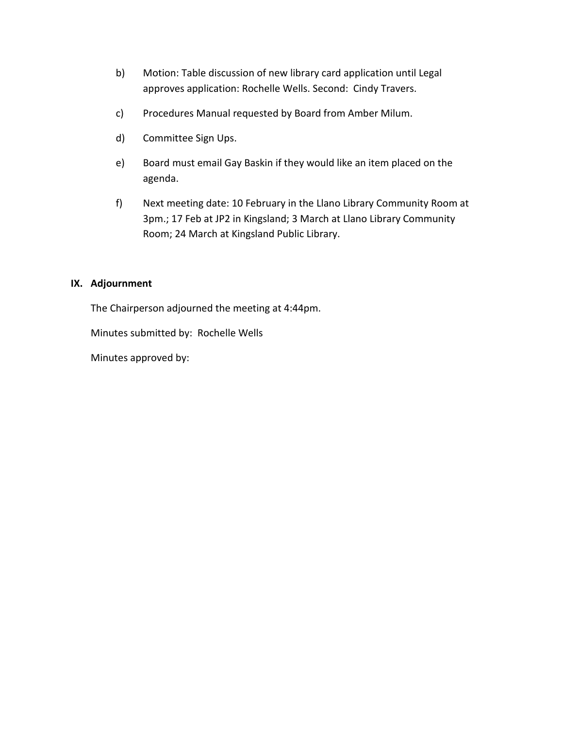b) Motion: Table discussion of new library card application until Legal approves application: Rochelle Wells. Second: Cindy Travers.

c) Procedures Manual requested by Board from Amber Milum.

d) Committee Sign Ups.

e) Board must email Gay Baskin if they would like an item placed on the agenda.

f) Next meeting date: 10 February in the Llano Library Community Room at 3pm.; 17 Feb at JP2 in Kingsland; 3 March at Llano Library Community Room; 24 March at Kingsland Public Library.

## IX. Adjournment

The Chairperson adjourned the meeting at 4:44pm.

Minutes submitted by: Rochelle Wells

Minutes approved by: